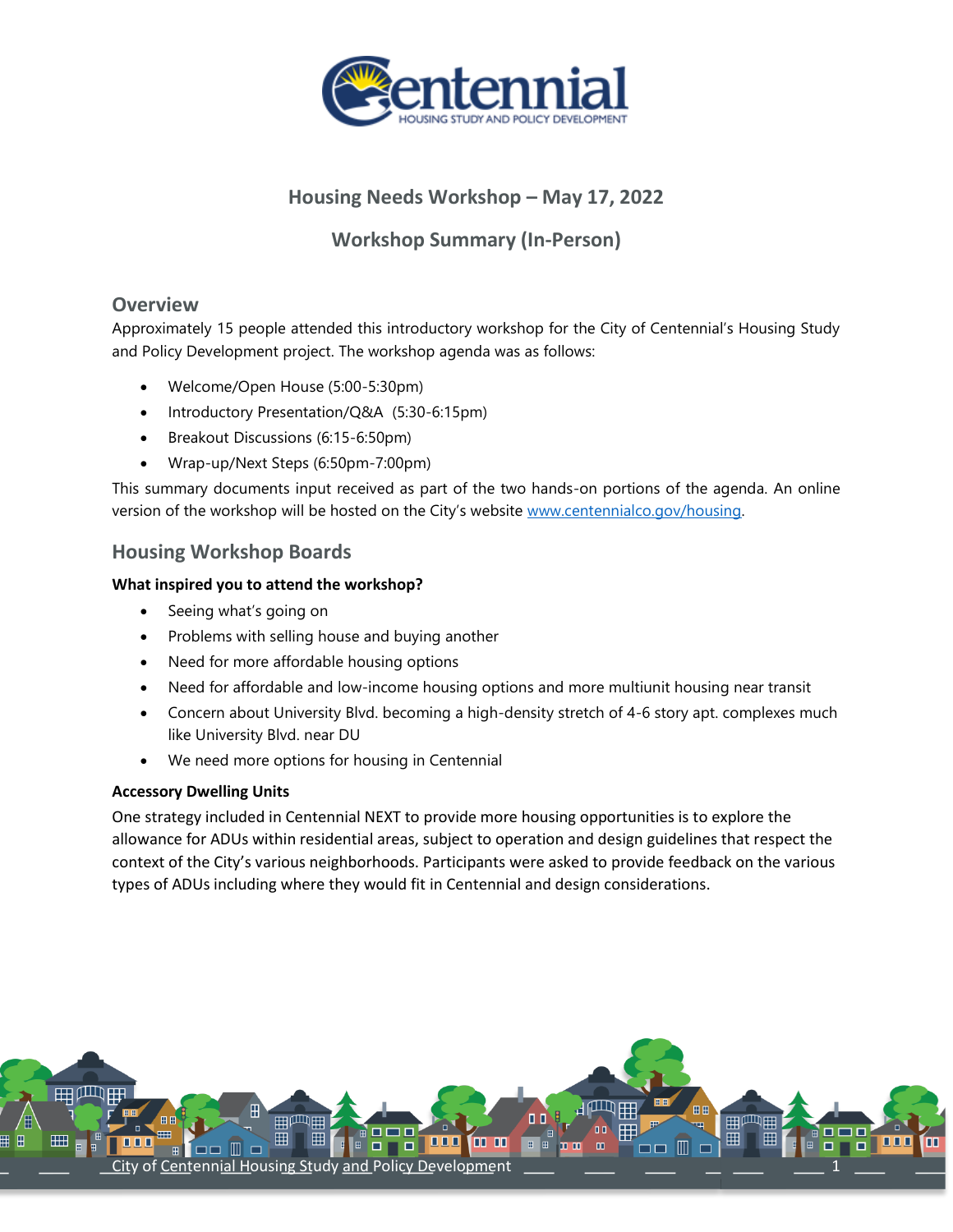Centennial
HOUSING STUDY AND POLICY DEVELOPMENT

## Housing Needs Workshop – May 17, 2022

## Workshop Summary (In-Person)

### Overview

Approximately 15 people attended this introductory workshop for the City of Centennial's Housing Study and Policy Development project. The workshop agenda was as follows:

- Welcome/Open House (5:00-5:30pm)
- Introductory Presentation/Q&A (5:30-6:15pm)
- Breakout Discussions (6:15-6:50pm)
- Wrap-up/Next Steps (6:50pm-7:00pm)

This summary documents input received as part of the two hands-on portions of the agenda. An online version of the workshop will be hosted on the City's website www.centennialco.gov/housing.

### Housing Workshop Boards

**What inspired you to attend the workshop?**

- Seeing what's going on
- Problems with selling house and buying another
- Need for more affordable housing options
- Need for affordable and low-income housing options and more multiunit housing near transit
- Concern about University Blvd. becoming a high-density stretch of 4-6 story apt. complexes much like University Blvd. near DU
- We need more options for housing in Centennial

**Accessory Dwelling Units**

One strategy included in Centennial NEXT to provide more housing opportunities is to explore the allowance for ADUs within residential areas, subject to operation and design guidelines that respect the context of the City's various neighborhoods. Participants were asked to provide feedback on the various types of ADUs including where they would fit in Centennial and design considerations.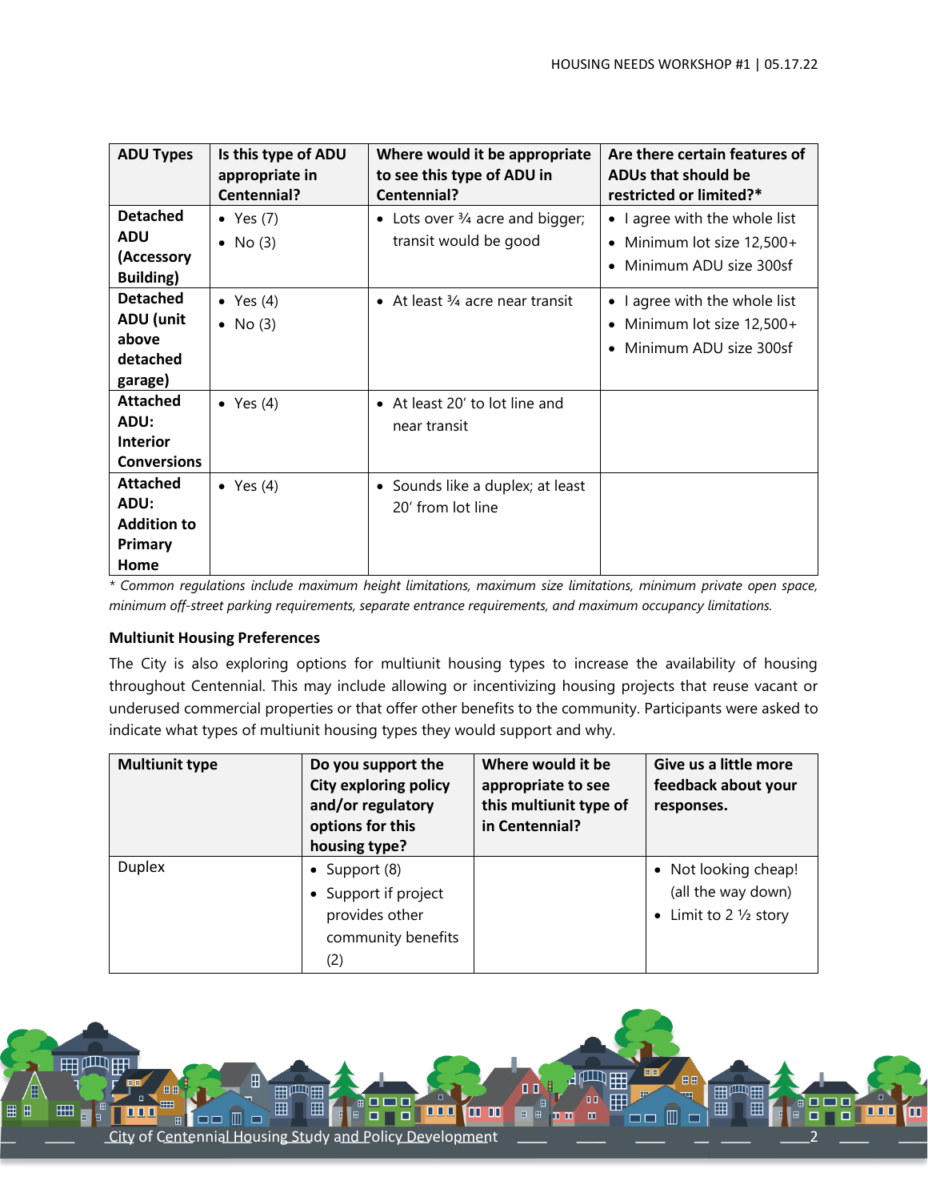| ADU Types | Is this type of ADU appropriate in Centennial? | Where would it be appropriate to see this type of ADU in Centennial? | Are there certain features of ADUs that should be restricted or limited?* |
|---|---|---|---|
| **Detached ADU (Accessory Building)** | • Yes (7)<br>• No (3) | • Lots over ¾ acre and bigger; transit would be good | • I agree with the whole list<br>• Minimum lot size 12,500+<br>• Minimum ADU size 300sf |
| **Detached ADU (unit above detached garage)** | • Yes (4)<br>• No (3) | • At least ¾ acre near transit | • I agree with the whole list<br>• Minimum lot size 12,500+<br>• Minimum ADU size 300sf |
| **Attached ADU: Interior Conversions** | • Yes (4) | • At least 20′ to lot line and near transit | |
| **Attached ADU: Addition to Primary Home** | • Yes (4) | • Sounds like a duplex; at least 20′ from lot line | |

*\* Common regulations include maximum height limitations, maximum size limitations, minimum private open space, minimum off-street parking requirements, separate entrance requirements, and maximum occupancy limitations.*

### Multiunit Housing Preferences

The City is also exploring options for multiunit housing types to increase the availability of housing throughout Centennial. This may include allowing or incentivizing housing projects that reuse vacant or underused commercial properties or that offer other benefits to the community. Participants were asked to indicate what types of multiunit housing types they would support and why.

| Multiunit type | Do you support the City exploring policy and/or regulatory options for this housing type? | Where would it be appropriate to see this multiunit type of in Centennial? | Give us a little more feedback about your responses. |
|---|---|---|---|
| Duplex | • Support (8)<br>• Support if project provides other community benefits (2) | | • Not looking cheap! (all the way down)<br>• Limit to 2 ½ story |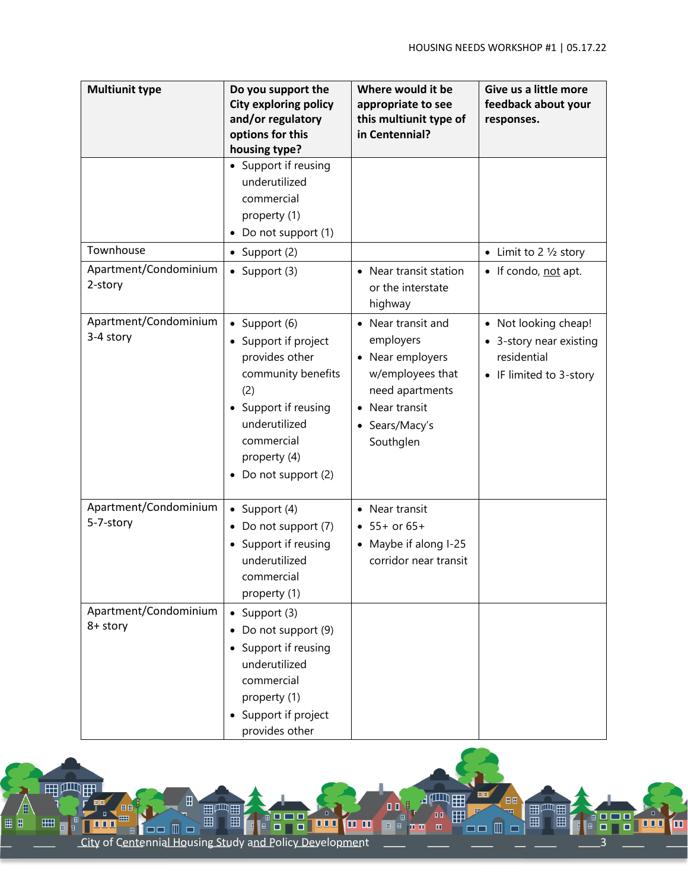| Multiunit type | Do you support the City exploring policy and/or regulatory options for this housing type? | Where would it be appropriate to see this multiunit type of in Centennial? | Give us a little more feedback about your responses. |
|---|---|---|---|
| | • Support if reusing underutilized commercial property (1)<br>• Do not support (1) | | |
| Townhouse | • Support (2) | | • Limit to 2 ½ story |
| Apartment/Condominium 2-story | • Support (3) | • Near transit station or the interstate highway | • If condo, not apt. |
| Apartment/Condominium 3-4 story | • Support (6)<br>• Support if project provides other community benefits (2)<br>• Support if reusing underutilized commercial property (4)<br>• Do not support (2) | • Near transit and employers<br>• Near employers w/employees that need apartments<br>• Near transit<br>• Sears/Macy's Southglen | • Not looking cheap!<br>• 3-story near existing residential<br>• IF limited to 3-story |
| Apartment/Condominium 5-7-story | • Support (4)<br>• Do not support (7)<br>• Support if reusing underutilized commercial property (1) | • Near transit<br>• 55+ or 65+<br>• Maybe if along I-25 corridor near transit | |
| Apartment/Condominium 8+ story | • Support (3)<br>• Do not support (9)<br>• Support if reusing underutilized commercial property (1)<br>• Support if project provides other | | |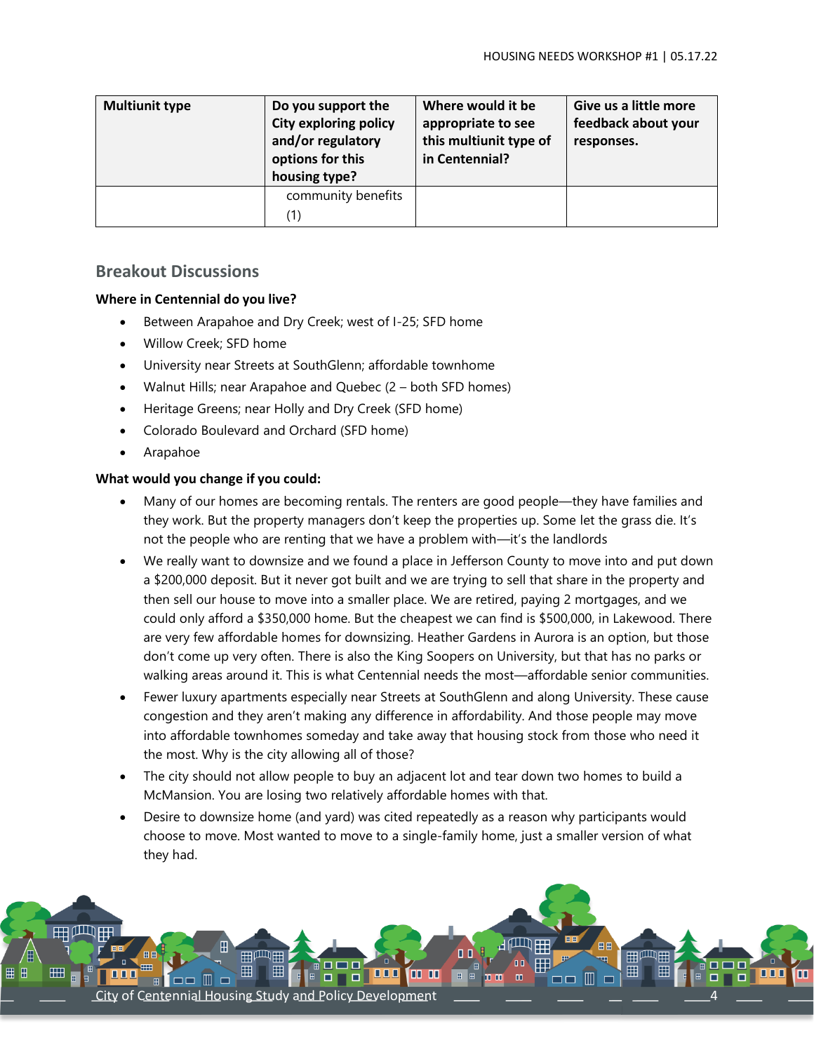| Multiunit type | Do you support the City exploring policy and/or regulatory options for this housing type? | Where would it be appropriate to see this multiunit type of in Centennial? | Give us a little more feedback about your responses. |
|---|---|---|---|
| | community benefits (1) | | |

## Breakout Discussions

**Where in Centennial do you live?**

- Between Arapahoe and Dry Creek; west of I-25; SFD home
- Willow Creek; SFD home
- University near Streets at SouthGlenn; affordable townhome
- Walnut Hills; near Arapahoe and Quebec (2 – both SFD homes)
- Heritage Greens; near Holly and Dry Creek (SFD home)
- Colorado Boulevard and Orchard (SFD home)
- Arapahoe

**What would you change if you could:**

- Many of our homes are becoming rentals. The renters are good people—they have families and they work. But the property managers don't keep the properties up. Some let the grass die. It's not the people who are renting that we have a problem with—it's the landlords
- We really want to downsize and we found a place in Jefferson County to move into and put down a $200,000 deposit. But it never got built and we are trying to sell that share in the property and then sell our house to move into a smaller place. We are retired, paying 2 mortgages, and we could only afford a $350,000 home. But the cheapest we can find is $500,000, in Lakewood. There are very few affordable homes for downsizing. Heather Gardens in Aurora is an option, but those don't come up very often. There is also the King Soopers on University, but that has no parks or walking areas around it. This is what Centennial needs the most—affordable senior communities.
- Fewer luxury apartments especially near Streets at SouthGlenn and along University. These cause congestion and they aren't making any difference in affordability. And those people may move into affordable townhomes someday and take away that housing stock from those who need it the most. Why is the city allowing all of those?
- The city should not allow people to buy an adjacent lot and tear down two homes to build a McMansion. You are losing two relatively affordable homes with that.
- Desire to downsize home (and yard) was cited repeatedly as a reason why participants would choose to move. Most wanted to move to a single-family home, just a smaller version of what they had.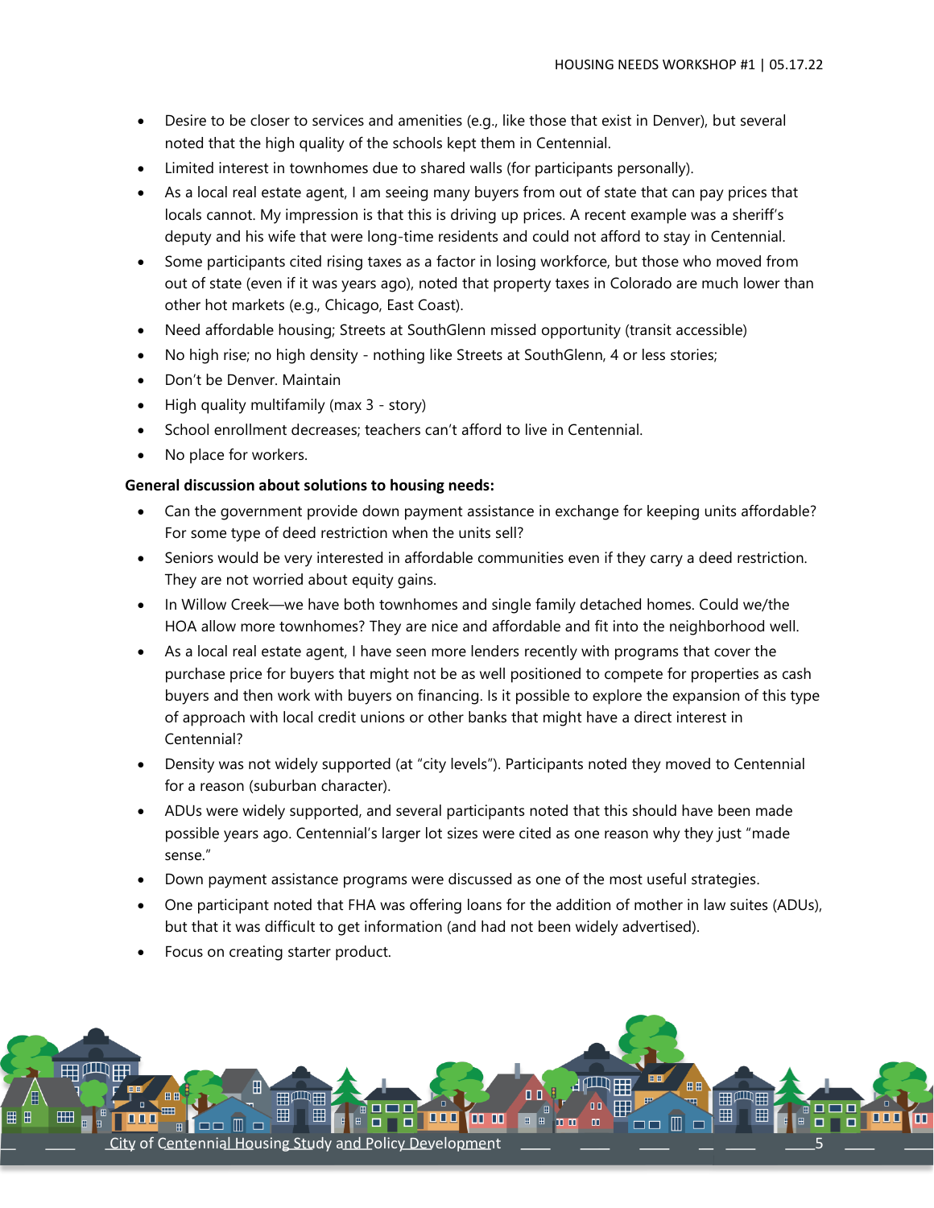- Desire to be closer to services and amenities (e.g., like those that exist in Denver), but several noted that the high quality of the schools kept them in Centennial.
- Limited interest in townhomes due to shared walls (for participants personally).
- As a local real estate agent, I am seeing many buyers from out of state that can pay prices that locals cannot. My impression is that this is driving up prices. A recent example was a sheriff's deputy and his wife that were long-time residents and could not afford to stay in Centennial.
- Some participants cited rising taxes as a factor in losing workforce, but those who moved from out of state (even if it was years ago), noted that property taxes in Colorado are much lower than other hot markets (e.g., Chicago, East Coast).
- Need affordable housing; Streets at SouthGlenn missed opportunity (transit accessible)
- No high rise; no high density - nothing like Streets at SouthGlenn, 4 or less stories;
- Don't be Denver. Maintain
- High quality multifamily (max 3 - story)
- School enrollment decreases; teachers can't afford to live in Centennial.
- No place for workers.

**General discussion about solutions to housing needs:**

- Can the government provide down payment assistance in exchange for keeping units affordable? For some type of deed restriction when the units sell?
- Seniors would be very interested in affordable communities even if they carry a deed restriction. They are not worried about equity gains.
- In Willow Creek—we have both townhomes and single family detached homes. Could we/the HOA allow more townhomes? They are nice and affordable and fit into the neighborhood well.
- As a local real estate agent, I have seen more lenders recently with programs that cover the purchase price for buyers that might not be as well positioned to compete for properties as cash buyers and then work with buyers on financing. Is it possible to explore the expansion of this type of approach with local credit unions or other banks that might have a direct interest in Centennial?
- Density was not widely supported (at "city levels"). Participants noted they moved to Centennial for a reason (suburban character).
- ADUs were widely supported, and several participants noted that this should have been made possible years ago. Centennial's larger lot sizes were cited as one reason why they just "made sense."
- Down payment assistance programs were discussed as one of the most useful strategies.
- One participant noted that FHA was offering loans for the addition of mother in law suites (ADUs), but that it was difficult to get information (and had not been widely advertised).
- Focus on creating starter product.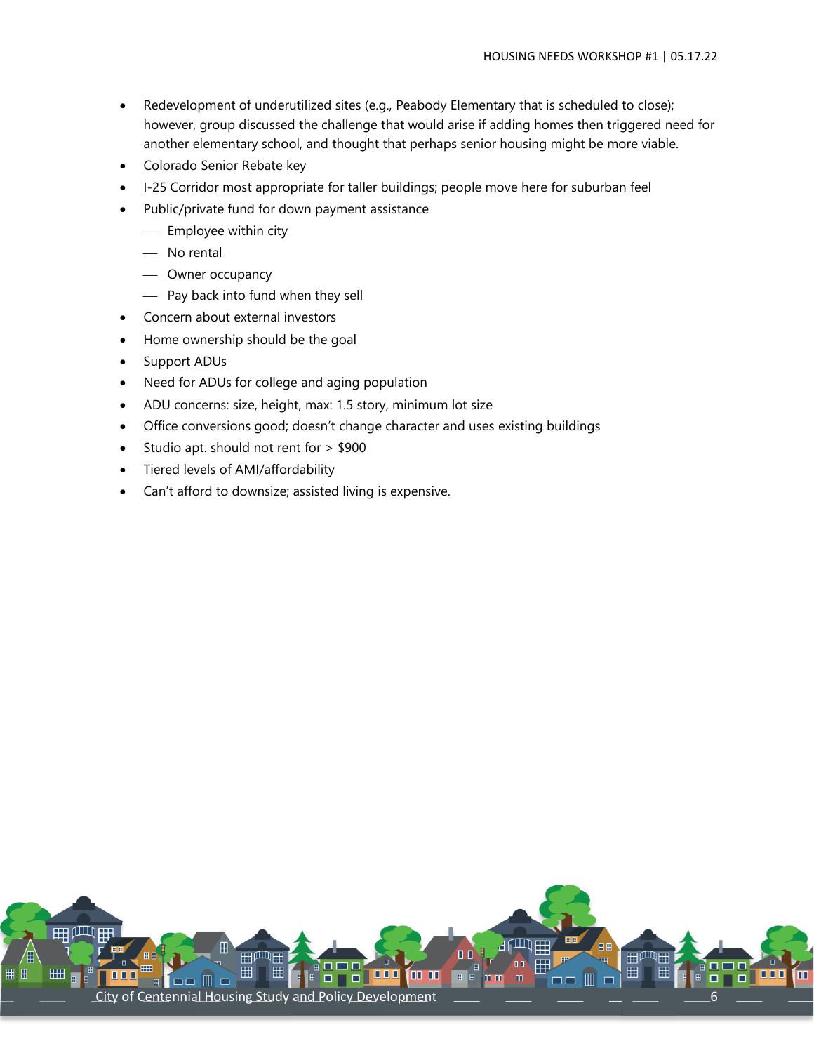- Redevelopment of underutilized sites (e.g., Peabody Elementary that is scheduled to close); however, group discussed the challenge that would arise if adding homes then triggered need for another elementary school, and thought that perhaps senior housing might be more viable.
- Colorado Senior Rebate key
- I-25 Corridor most appropriate for taller buildings; people move here for suburban feel
- Public/private fund for down payment assistance
  - Employee within city
  - No rental
  - Owner occupancy
  - Pay back into fund when they sell
- Concern about external investors
- Home ownership should be the goal
- Support ADUs
- Need for ADUs for college and aging population
- ADU concerns: size, height, max: 1.5 story, minimum lot size
- Office conversions good; doesn't change character and uses existing buildings
- Studio apt. should not rent for > $900
- Tiered levels of AMI/affordability
- Can't afford to downsize; assisted living is expensive.